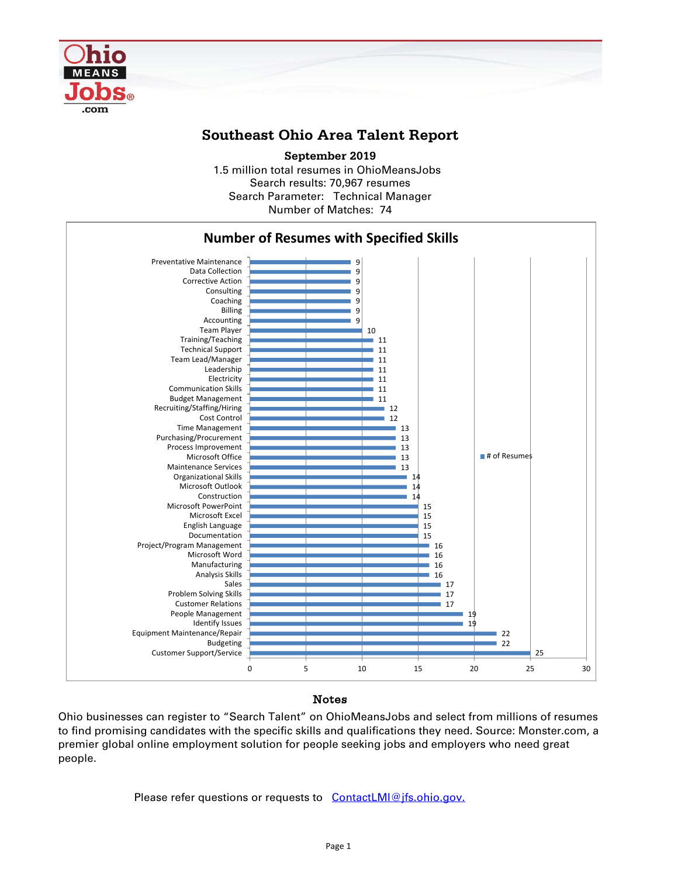# Southeast Ohio Area Talent Report

**September 2019**

1.5 million total resumes in OhioMeansJobs
Search results: 70,967 resumes
Search Parameter: Technical Manager
Number of Matches: 74

## Number of Resumes with Specified Skills

| Skill | # of Resumes |
|---|---|
| Preventative Maintenance | 9 |
| Data Collection | 9 |
| Corrective Action | 9 |
| Consulting | 9 |
| Coaching | 9 |
| Billing | 9 |
| Accounting | 9 |
| Team Player | 10 |
| Training/Teaching | 11 |
| Technical Support | 11 |
| Team Lead/Manager | 11 |
| Leadership | 11 |
| Electricity | 11 |
| Communication Skills | 11 |
| Budget Management | 11 |
| Recruiting/Staffing/Hiring | 12 |
| Cost Control | 12 |
| Time Management | 13 |
| Purchasing/Procurement | 13 |
| Process Improvement | 13 |
| Microsoft Office | 13 |
| Maintenance Services | 13 |
| Organizational Skills | 14 |
| Microsoft Outlook | 14 |
| Construction | 14 |
| Microsoft PowerPoint | 15 |
| Microsoft Excel | 15 |
| English Language | 15 |
| Documentation | 15 |
| Project/Program Management | 16 |
| Microsoft Word | 16 |
| Manufacturing | 16 |
| Analysis Skills | 16 |
| Sales | 17 |
| Problem Solving Skills | 17 |
| Customer Relations | 17 |
| People Management | 19 |
| Identify Issues | 19 |
| Equipment Maintenance/Repair | 22 |
| Budgeting | 22 |
| Customer Support/Service | 25 |

## Notes

Ohio businesses can register to “Search Talent” on OhioMeansJobs and select from millions of resumes to find promising candidates with the specific skills and qualifications they need. Source: Monster.com, a premier global online employment solution for people seeking jobs and employers who need great people.

Please refer questions or requests to [ContactLMI@jfs.ohio.gov.](mailto:ContactLMI@jfs.ohio.gov)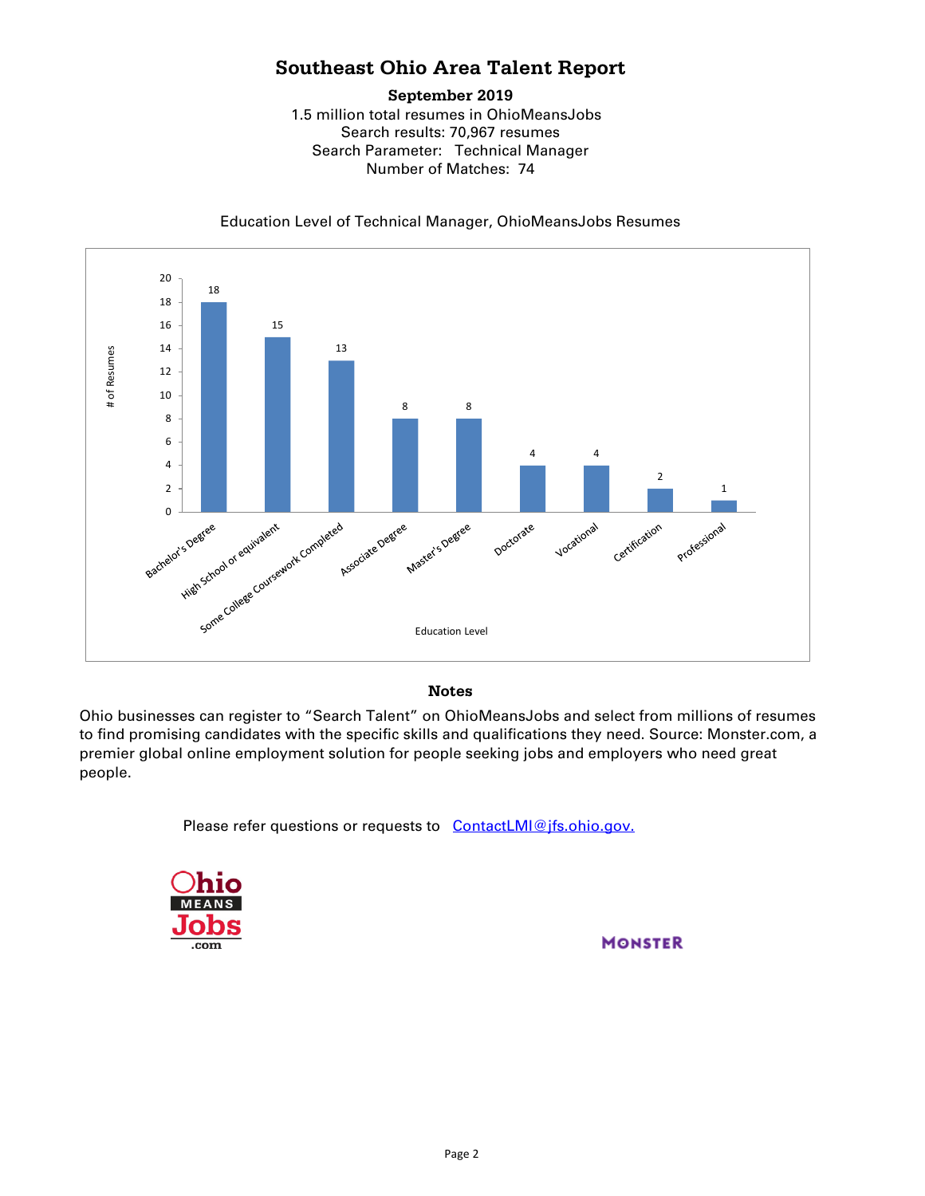# Southeast Ohio Area Talent Report

**September 2019**

1.5 million total resumes in OhioMeansJobs
Search results: 70,967 resumes
Search Parameter: Technical Manager
Number of Matches: 74

Education Level of Technical Manager, OhioMeansJobs Resumes

# of Resumes

20
18
16
14
12
10
8
6
4
2
0

18
15
13
8
8
4
4
2
1

Bachelor's Degree
High School or equivalent
Some College Coursework Completed
Associate Degree
Master's Degree
Doctorate
Vocational
Certification
Professional

Education Level

**Notes**

Ohio businesses can register to "Search Talent" on OhioMeansJobs and select from millions of resumes to find promising candidates with the specific skills and qualifications they need. Source: Monster.com, a premier global online employment solution for people seeking jobs and employers who need great people.

Please refer questions or requests to ContactLMI@jfs.ohio.gov.

Ohio MEANS Jobs .com

MONSTER